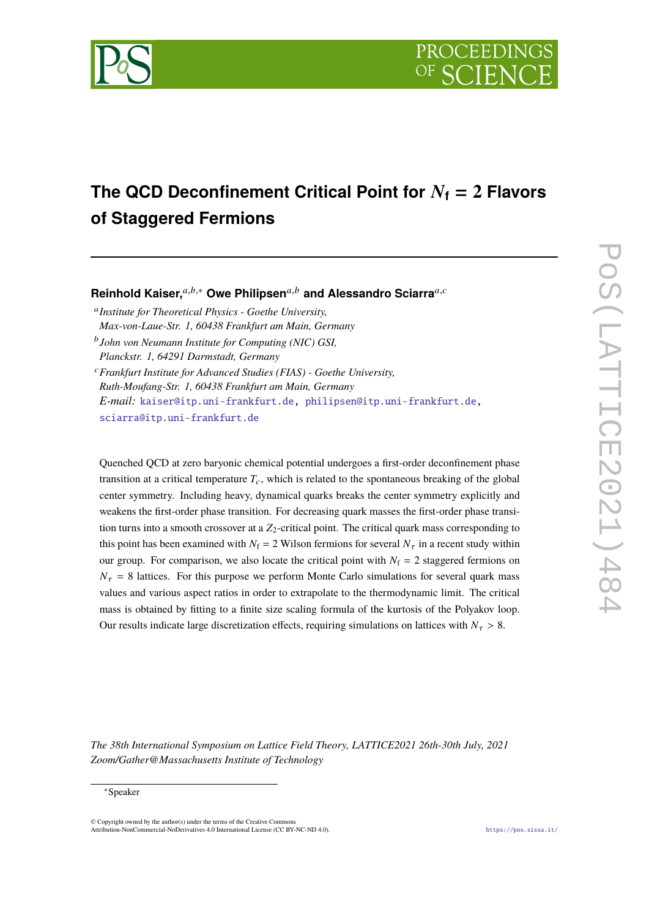# The QCD Deconfinement Critical Point for $N_\mathrm{f} = 2$ Flavors of Staggered Fermions

**Reinhold Kaiser,**[a,b,*] **Owe Philipsen**[a,b] **and Alessandro Sciarra**[a,c]

[a] *Institute for Theoretical Physics - Goethe University, Max-von-Laue-Str. 1, 60438 Frankfurt am Main, Germany*

[b] *John von Neumann Institute for Computing (NIC) GSI, Planckstr. 1, 64291 Darmstadt, Germany*

[c] *Frankfurt Institute for Advanced Studies (FIAS) - Goethe University, Ruth-Moufang-Str. 1, 60438 Frankfurt am Main, Germany*

*E-mail:* kaiser@itp.uni-frankfurt.de, philipsen@itp.uni-frankfurt.de, sciarra@itp.uni-frankfurt.de

Quenched QCD at zero baryonic chemical potential undergoes a first-order deconfinement phase transition at a critical temperature $T_c$, which is related to the spontaneous breaking of the global center symmetry. Including heavy, dynamical quarks breaks the center symmetry explicitly and weakens the first-order phase transition. For decreasing quark masses the first-order phase transition turns into a smooth crossover at a $Z_2$-critical point. The critical quark mass corresponding to this point has been examined with $N_\mathrm{f} = 2$ Wilson fermions for several $N_\tau$ in a recent study within our group. For comparison, we also locate the critical point with $N_\mathrm{f} = 2$ staggered fermions on $N_\tau = 8$ lattices. For this purpose we perform Monte Carlo simulations for several quark mass values and various aspect ratios in order to extrapolate to the thermodynamic limit. The critical mass is obtained by fitting to a finite size scaling formula of the kurtosis of the Polyakov loop. Our results indicate large discretization effects, requiring simulations on lattices with $N_\tau > 8$.

*The 38th International Symposium on Lattice Field Theory, LATTICE2021 26th-30th July, 2021 Zoom/Gather@Massachusetts Institute of Technology*

[*] Speaker

© Copyright owned by the author(s) under the terms of the Creative Commons Attribution-NonCommercial-NoDerivatives 4.0 International License (CC BY-NC-ND 4.0).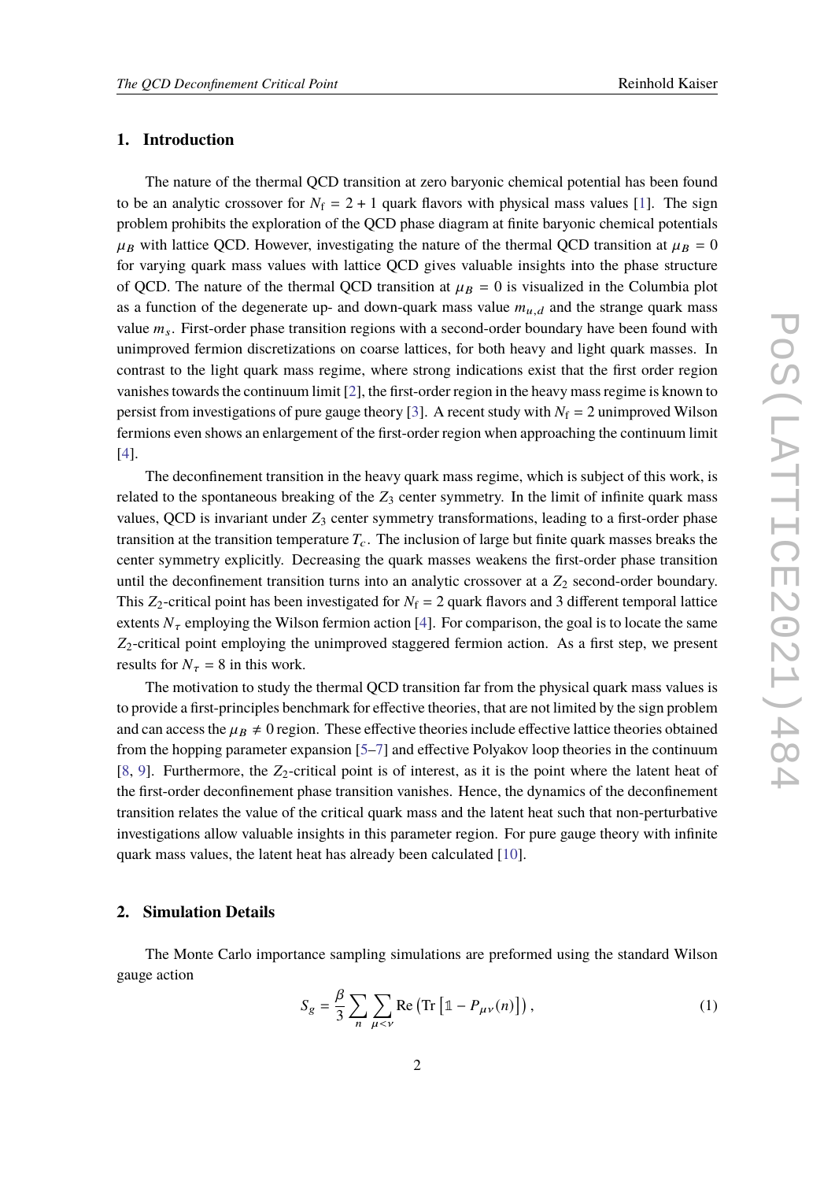## 1. Introduction

The nature of the thermal QCD transition at zero baryonic chemical potential has been found to be an analytic crossover for $N_f = 2 + 1$ quark flavors with physical mass values [1]. The sign problem prohibits the exploration of the QCD phase diagram at finite baryonic chemical potentials $\mu_B$ with lattice QCD. However, investigating the nature of the thermal QCD transition at $\mu_B = 0$ for varying quark mass values with lattice QCD gives valuable insights into the phase structure of QCD. The nature of the thermal QCD transition at $\mu_B = 0$ is visualized in the Columbia plot as a function of the degenerate up- and down-quark mass value $m_{u,d}$ and the strange quark mass value $m_s$. First-order phase transition regions with a second-order boundary have been found with unimproved fermion discretizations on coarse lattices, for both heavy and light quark masses. In contrast to the light quark mass regime, where strong indications exist that the first order region vanishes towards the continuum limit [2], the first-order region in the heavy mass regime is known to persist from investigations of pure gauge theory [3]. A recent study with $N_f = 2$ unimproved Wilson fermions even shows an enlargement of the first-order region when approaching the continuum limit [4].

The deconfinement transition in the heavy quark mass regime, which is subject of this work, is related to the spontaneous breaking of the $Z_3$ center symmetry. In the limit of infinite quark mass values, QCD is invariant under $Z_3$ center symmetry transformations, leading to a first-order phase transition at the transition temperature $T_c$. The inclusion of large but finite quark masses breaks the center symmetry explicitly. Decreasing the quark masses weakens the first-order phase transition until the deconfinement transition turns into an analytic crossover at a $Z_2$ second-order boundary. This $Z_2$-critical point has been investigated for $N_f = 2$ quark flavors and 3 different temporal lattice extents $N_\tau$ employing the Wilson fermion action [4]. For comparison, the goal is to locate the same $Z_2$-critical point employing the unimproved staggered fermion action. As a first step, we present results for $N_\tau = 8$ in this work.

The motivation to study the thermal QCD transition far from the physical quark mass values is to provide a first-principles benchmark for effective theories, that are not limited by the sign problem and can access the $\mu_B \neq 0$ region. These effective theories include effective lattice theories obtained from the hopping parameter expansion [5–7] and effective Polyakov loop theories in the continuum [8, 9]. Furthermore, the $Z_2$-critical point is of interest, as it is the point where the latent heat of the first-order deconfinement phase transition vanishes. Hence, the dynamics of the deconfinement transition relates the value of the critical quark mass and the latent heat such that non-perturbative investigations allow valuable insights in this parameter region. For pure gauge theory with infinite quark mass values, the latent heat has already been calculated [10].

## 2. Simulation Details

The Monte Carlo importance sampling simulations are preformed using the standard Wilson gauge action

$$S_g = \frac{\beta}{3} \sum_n \sum_{\mu<\nu} \mathrm{Re}\left(\mathrm{Tr}\left[\mathbb{1} - P_{\mu\nu}(n)\right]\right), \tag{1}$$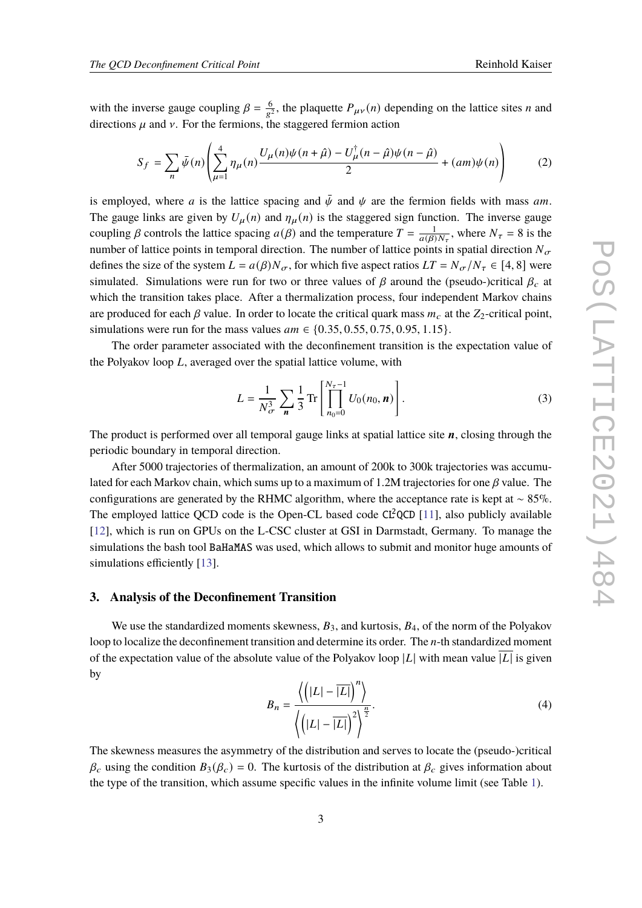with the inverse gauge coupling $\beta = \frac{6}{g^2}$, the plaquette $P_{\mu\nu}(n)$ depending on the lattice sites $n$ and directions $\mu$ and $\nu$. For the fermions, the staggered fermion action

$$S_f = \sum_n \bar{\psi}(n) \left( \sum_{\mu=1}^{4} \eta_\mu(n) \frac{U_\mu(n)\psi(n+\hat{\mu}) - U_\mu^\dagger(n-\hat{\mu})\psi(n-\hat{\mu})}{2} + (am)\psi(n) \right) \tag{2}$$

is employed, where $a$ is the lattice spacing and $\bar{\psi}$ and $\psi$ are the fermion fields with mass $am$. The gauge links are given by $U_\mu(n)$ and $\eta_\mu(n)$ is the staggered sign function. The inverse gauge coupling $\beta$ controls the lattice spacing $a(\beta)$ and the temperature $T = \frac{1}{a(\beta)N_\tau}$, where $N_\tau = 8$ is the number of lattice points in temporal direction. The number of lattice points in spatial direction $N_\sigma$ defines the size of the system $L = a(\beta)N_\sigma$, for which five aspect ratios $LT = N_\sigma/N_\tau \in [4, 8]$ were simulated. Simulations were run for two or three values of $\beta$ around the (pseudo-)critical $\beta_c$ at which the transition takes place. After a thermalization process, four independent Markov chains are produced for each $\beta$ value. In order to locate the critical quark mass $m_c$ at the $Z_2$-critical point, simulations were run for the mass values $am \in \{0.35, 0.55, 0.75, 0.95, 1.15\}$.

The order parameter associated with the deconfinement transition is the expectation value of the Polyakov loop $L$, averaged over the spatial lattice volume, with

$$L = \frac{1}{N_\sigma^3} \sum_{\boldsymbol{n}} \frac{1}{3} \operatorname{Tr} \left[ \prod_{n_0=0}^{N_\tau - 1} U_0(n_0, \boldsymbol{n}) \right]. \tag{3}$$

The product is performed over all temporal gauge links at spatial lattice site $\boldsymbol{n}$, closing through the periodic boundary in temporal direction.

After 5000 trajectories of thermalization, an amount of 200k to 300k trajectories was accumulated for each Markov chain, which sums up to a maximum of 1.2M trajectories for one $\beta$ value. The configurations are generated by the RHMC algorithm, where the acceptance rate is kept at $\sim 85\%$. The employed lattice QCD code is the Open-CL based code CL²QCD [11], also publicly available [12], which is run on GPUs on the L-CSC cluster at GSI in Darmstadt, Germany. To manage the simulations the bash tool BaHaMAS was used, which allows to submit and monitor huge amounts of simulations efficiently [13].

## 3. Analysis of the Deconfinement Transition

We use the standardized moments skewness, $B_3$, and kurtosis, $B_4$, of the norm of the Polyakov loop to localize the deconfinement transition and determine its order. The $n$-th standardized moment of the expectation value of the absolute value of the Polyakov loop $|L|$ with mean value $\overline{|L|}$ is given by

$$B_n = \frac{\left\langle \left( |L| - \overline{|L|} \right)^n \right\rangle}{\left\langle \left( |L| - \overline{|L|} \right)^2 \right\rangle^{\frac{n}{2}}}. \tag{4}$$

The skewness measures the asymmetry of the distribution and serves to locate the (pseudo-)critical $\beta_c$ using the condition $B_3(\beta_c) = 0$. The kurtosis of the distribution at $\beta_c$ gives information about the type of the transition, which assume specific values in the infinite volume limit (see Table 1).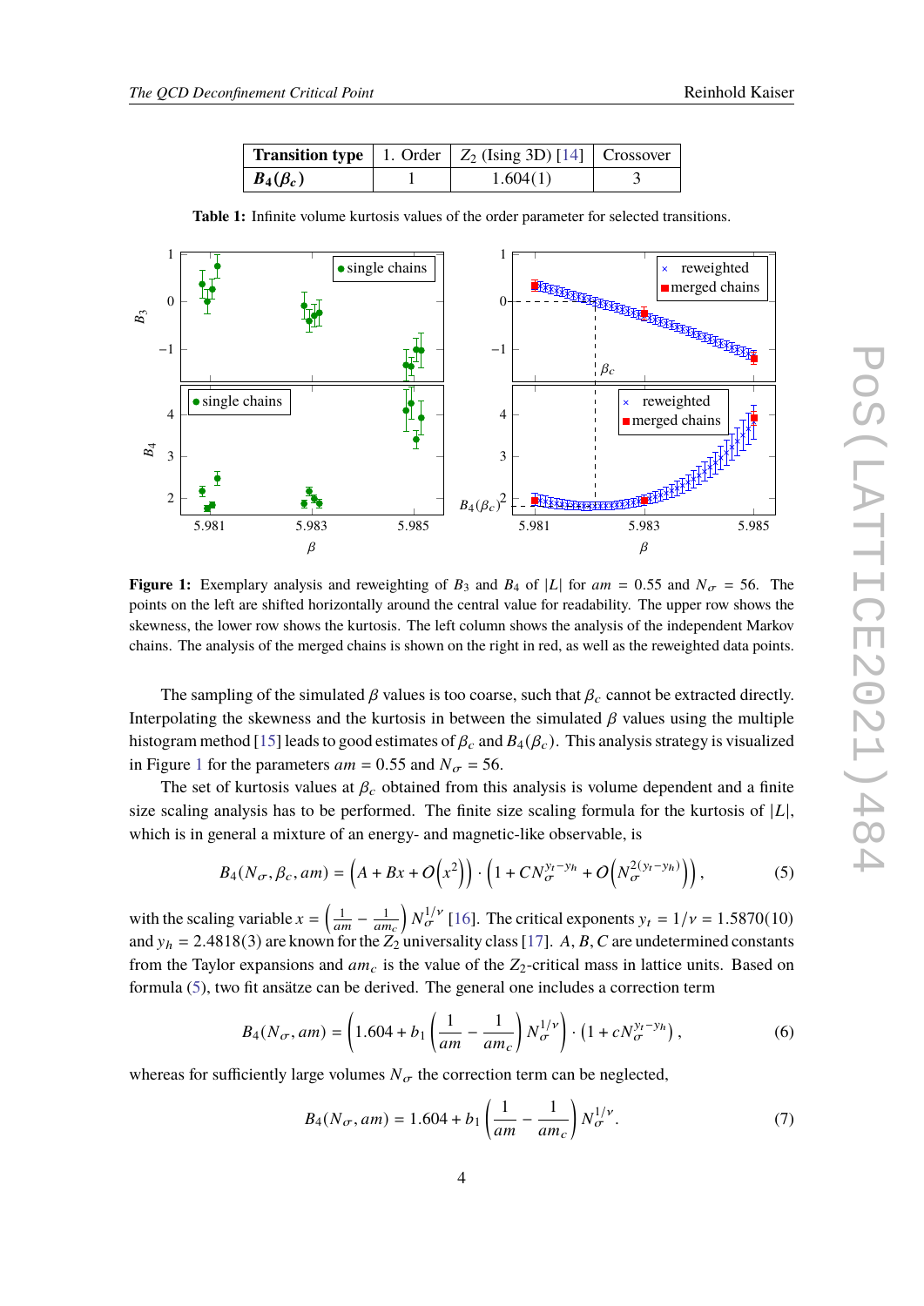| **Transition type** | 1. Order | $Z_2$ (Ising 3D) [14] | Crossover |
|---|---|---|---|
| $\boldsymbol{B_4(\beta_c)}$ | 1 | 1.604(1) | 3 |

**Table 1:** Infinite volume kurtosis values of the order parameter for selected transitions.

**Figure 1:** Exemplary analysis and reweighting of $B_3$ and $B_4$ of $|L|$ for $am = 0.55$ and $N_\sigma = 56$. The points on the left are shifted horizontally around the central value for readability. The upper row shows the skewness, the lower row shows the kurtosis. The left column shows the analysis of the independent Markov chains. The analysis of the merged chains is shown on the right in red, as well as the reweighted data points.

The sampling of the simulated $\beta$ values is too coarse, such that $\beta_c$ cannot be extracted directly. Interpolating the skewness and the kurtosis in between the simulated $\beta$ values using the multiple histogram method [15] leads to good estimates of $\beta_c$ and $B_4(\beta_c)$. This analysis strategy is visualized in Figure 1 for the parameters $am = 0.55$ and $N_\sigma = 56$.

The set of kurtosis values at $\beta_c$ obtained from this analysis is volume dependent and a finite size scaling analysis has to be performed. The finite size scaling formula for the kurtosis of $|L|$, which is in general a mixture of an energy- and magnetic-like observable, is

$$B_4(N_\sigma, \beta_c, am) = \left(A + Bx + O\left(x^2\right)\right) \cdot \left(1 + CN_\sigma^{y_t - y_h} + O\left(N_\sigma^{2(y_t - y_h)}\right)\right), \tag{5}$$

with the scaling variable $x = \left(\frac{1}{am} - \frac{1}{am_c}\right) N_\sigma^{1/\nu}$ [16]. The critical exponents $y_t = 1/\nu = 1.5870(10)$ and $y_h = 2.4818(3)$ are known for the $Z_2$ universality class [17]. $A, B, C$ are undetermined constants from the Taylor expansions and $am_c$ is the value of the $Z_2$-critical mass in lattice units. Based on formula (5), two fit ansätze can be derived. The general one includes a correction term

$$B_4(N_\sigma, am) = \left(1.604 + b_1 \left(\frac{1}{am} - \frac{1}{am_c}\right) N_\sigma^{1/\nu}\right) \cdot \left(1 + cN_\sigma^{y_t - y_h}\right), \tag{6}$$

whereas for sufficiently large volumes $N_\sigma$ the correction term can be neglected,

$$B_4(N_\sigma, am) = 1.604 + b_1 \left(\frac{1}{am} - \frac{1}{am_c}\right) N_\sigma^{1/\nu}. \tag{7}$$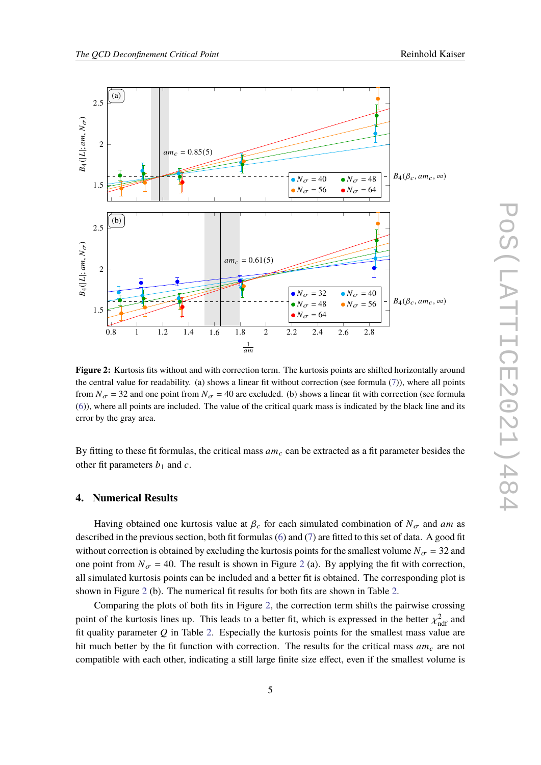**Figure 2:** Kurtosis fits without and with correction term. The kurtosis points are shifted horizontally around the central value for readability. (a) shows a linear fit without correction (see formula (7)), where all points from $N_\sigma = 32$ and one point from $N_\sigma = 40$ are excluded. (b) shows a linear fit with correction (see formula (6)), where all points are included. The value of the critical quark mass is indicated by the black line and its error by the gray area.

By fitting to these fit formulas, the critical mass $am_c$ can be extracted as a fit parameter besides the other fit parameters $b_1$ and $c$.

## 4. Numerical Results

Having obtained one kurtosis value at $\beta_c$ for each simulated combination of $N_\sigma$ and $am$ as described in the previous section, both fit formulas (6) and (7) are fitted to this set of data. A good fit without correction is obtained by excluding the kurtosis points for the smallest volume $N_\sigma = 32$ and one point from $N_\sigma = 40$. The result is shown in Figure 2 (a). By applying the fit with correction, all simulated kurtosis points can be included and a better fit is obtained. The corresponding plot is shown in Figure 2 (b). The numerical fit results for both fits are shown in Table 2.

Comparing the plots of both fits in Figure 2, the correction term shifts the pairwise crossing point of the kurtosis lines up. This leads to a better fit, which is expressed in the better $\chi^2_{\text{ndf}}$ and fit quality parameter $Q$ in Table 2. Especially the kurtosis points for the smallest mass value are hit much better by the fit function with correction. The results for the critical mass $am_c$ are not compatible with each other, indicating a still large finite size effect, even if the smallest volume is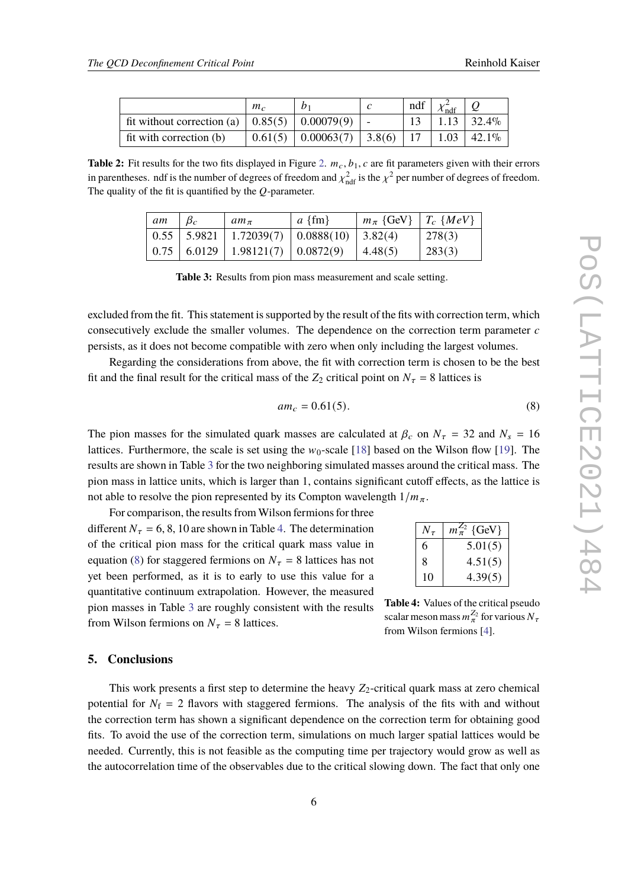|  | $m_c$ | $b_1$ | $c$ | ndf | $\chi^2_{\text{ndf}}$ | $Q$ |
|---|---|---|---|---|---|---|
| fit without correction (a) | 0.85(5) | 0.00079(9) | - | 13 | 1.13 | 32.4% |
| fit with correction (b) | 0.61(5) | 0.00063(7) | 3.8(6) | 17 | 1.03 | 42.1% |

**Table 2:** Fit results for the two fits displayed in Figure 2. $m_c, b_1, c$ are fit parameters given with their errors in parentheses. ndf is the number of degrees of freedom and $\chi^2_{\text{ndf}}$ is the $\chi^2$ per number of degrees of freedom. The quality of the fit is quantified by the $Q$-parameter.

| $am$ | $\beta_c$ | $am_\pi$ | $a$ {fm} | $m_\pi$ {GeV} | $T_c$ $\{MeV\}$ |
|---|---|---|---|---|---|
| 0.55 | 5.9821 | 1.72039(7) | 0.0888(10) | 3.82(4) | 278(3) |
| 0.75 | 6.0129 | 1.98121(7) | 0.0872(9) | 4.48(5) | 283(3) |

**Table 3:** Results from pion mass measurement and scale setting.

excluded from the fit. This statement is supported by the result of the fits with correction term, which consecutively exclude the smaller volumes. The dependence on the correction term parameter $c$ persists, as it does not become compatible with zero when only including the largest volumes.

Regarding the considerations from above, the fit with correction term is chosen to be the best fit and the final result for the critical mass of the $Z_2$ critical point on $N_\tau = 8$ lattices is

$$am_c = 0.61(5). \tag{8}$$

The pion masses for the simulated quark masses are calculated at $\beta_c$ on $N_\tau = 32$ and $N_s = 16$ lattices. Furthermore, the scale is set using the $w_0$-scale [18] based on the Wilson flow [19]. The results are shown in Table 3 for the two neighboring simulated masses around the critical mass. The pion mass in lattice units, which is larger than 1, contains significant cutoff effects, as the lattice is not able to resolve the pion represented by its Compton wavelength $1/m_\pi$.

For comparison, the results from Wilson fermions for three different $N_\tau = 6, 8, 10$ are shown in Table 4. The determination of the critical pion mass for the critical quark mass value in equation (8) for staggered fermions on $N_\tau = 8$ lattices has not yet been performed, as it is to early to use this value for a quantitative continuum extrapolation. However, the measured pion masses in Table 3 are roughly consistent with the results from Wilson fermions on $N_\tau = 8$ lattices.

| $N_\tau$ | $m_\pi^{Z_2}$ {GeV} |
|---|---|
| 6 | 5.01(5) |
| 8 | 4.51(5) |
| 10 | 4.39(5) |

**Table 4:** Values of the critical pseudo scalar meson mass $m_\pi^{Z_2}$ for various $N_\tau$ from Wilson fermions [4].

## 5. Conclusions

This work presents a first step to determine the heavy $Z_2$-critical quark mass at zero chemical potential for $N_f = 2$ flavors with staggered fermions. The analysis of the fits with and without the correction term has shown a significant dependence on the correction term for obtaining good fits. To avoid the use of the correction term, simulations on much larger spatial lattices would be needed. Currently, this is not feasible as the computing time per trajectory would grow as well as the autocorrelation time of the observables due to the critical slowing down. The fact that only one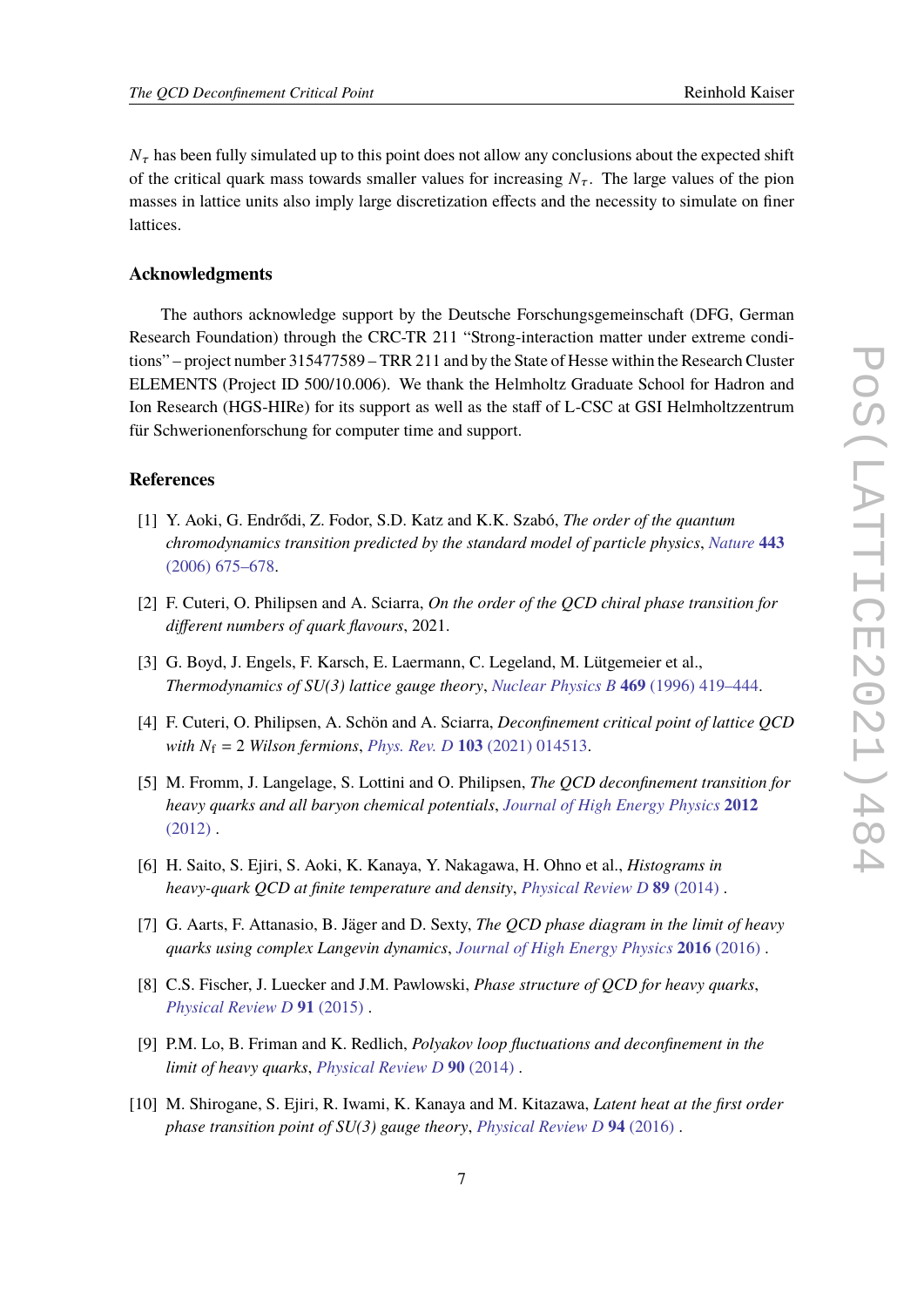$N_\tau$ has been fully simulated up to this point does not allow any conclusions about the expected shift of the critical quark mass towards smaller values for increasing $N_\tau$. The large values of the pion masses in lattice units also imply large discretization effects and the necessity to simulate on finer lattices.

### Acknowledgments

The authors acknowledge support by the Deutsche Forschungsgemeinschaft (DFG, German Research Foundation) through the CRC-TR 211 "Strong-interaction matter under extreme conditions" – project number 315477589 – TRR 211 and by the State of Hesse within the Research Cluster ELEMENTS (Project ID 500/10.006). We thank the Helmholtz Graduate School for Hadron and Ion Research (HGS-HIRe) for its support as well as the staff of L-CSC at GSI Helmholtzzentrum für Schwerionenforschung for computer time and support.

### References

[1] Y. Aoki, G. Endrődi, Z. Fodor, S.D. Katz and K.K. Szabó, *The order of the quantum chromodynamics transition predicted by the standard model of particle physics*, *Nature* **443** (2006) 675–678.

[2] F. Cuteri, O. Philipsen and A. Sciarra, *On the order of the QCD chiral phase transition for different numbers of quark flavours*, 2021.

[3] G. Boyd, J. Engels, F. Karsch, E. Laermann, C. Legeland, M. Lütgemeier et al., *Thermodynamics of SU(3) lattice gauge theory*, *Nuclear Physics B* **469** (1996) 419–444.

[4] F. Cuteri, O. Philipsen, A. Schön and A. Sciarra, *Deconfinement critical point of lattice QCD with $N_f = 2$ Wilson fermions*, *Phys. Rev. D* **103** (2021) 014513.

[5] M. Fromm, J. Langelage, S. Lottini and O. Philipsen, *The QCD deconfinement transition for heavy quarks and all baryon chemical potentials*, *Journal of High Energy Physics* **2012** (2012) .

[6] H. Saito, S. Ejiri, S. Aoki, K. Kanaya, Y. Nakagawa, H. Ohno et al., *Histograms in heavy-quark QCD at finite temperature and density*, *Physical Review D* **89** (2014) .

[7] G. Aarts, F. Attanasio, B. Jäger and D. Sexty, *The QCD phase diagram in the limit of heavy quarks using complex Langevin dynamics*, *Journal of High Energy Physics* **2016** (2016) .

[8] C.S. Fischer, J. Luecker and J.M. Pawlowski, *Phase structure of QCD for heavy quarks*, *Physical Review D* **91** (2015) .

[9] P.M. Lo, B. Friman and K. Redlich, *Polyakov loop fluctuations and deconfinement in the limit of heavy quarks*, *Physical Review D* **90** (2014) .

[10] M. Shirogane, S. Ejiri, R. Iwami, K. Kanaya and M. Kitazawa, *Latent heat at the first order phase transition point of SU(3) gauge theory*, *Physical Review D* **94** (2016) .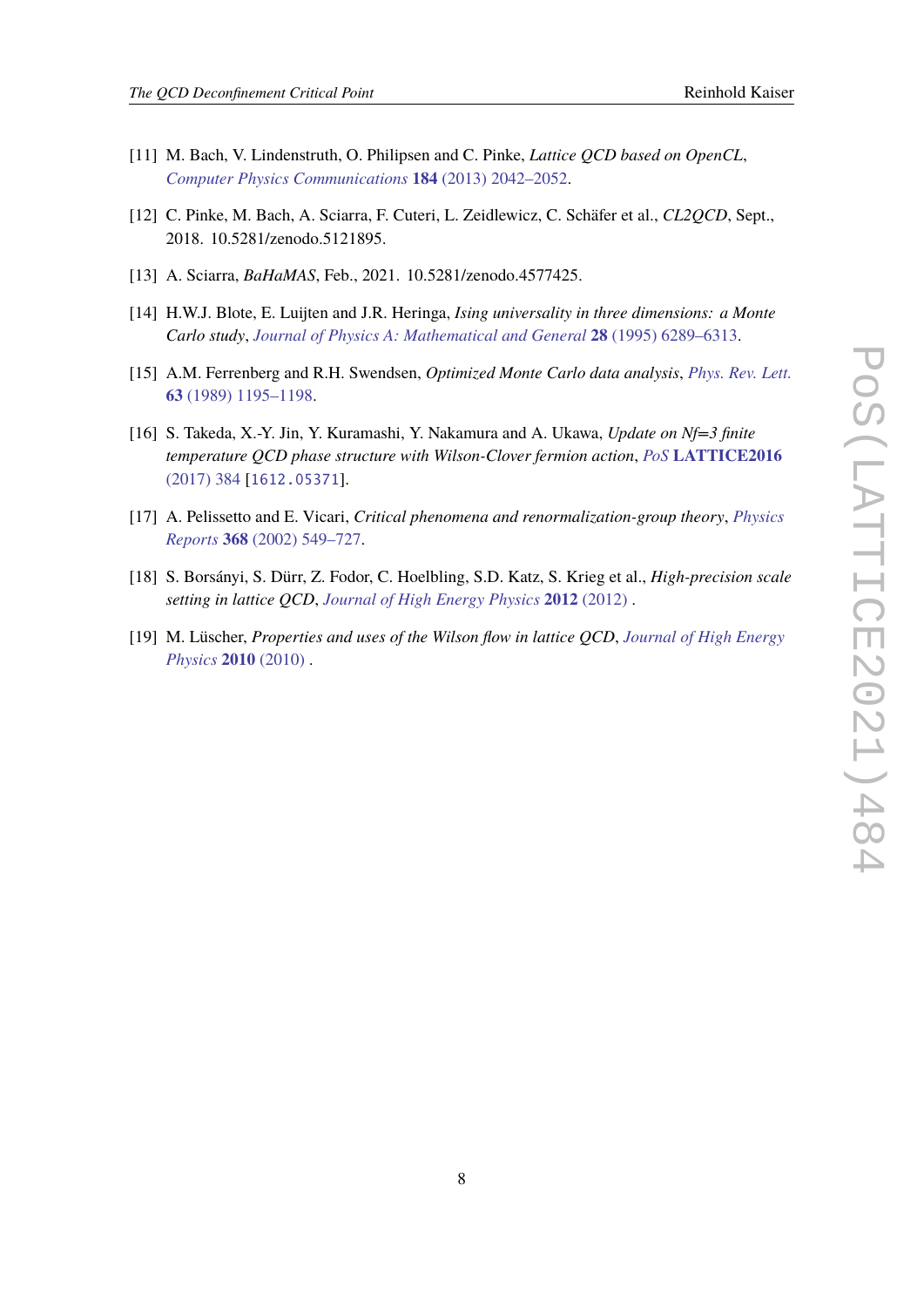[11] M. Bach, V. Lindenstruth, O. Philipsen and C. Pinke, *Lattice QCD based on OpenCL*, Computer Physics Communications **184** (2013) 2042–2052.

[12] C. Pinke, M. Bach, A. Sciarra, F. Cuteri, L. Zeidlewicz, C. Schäfer et al., *CL2QCD*, Sept., 2018. 10.5281/zenodo.5121895.

[13] A. Sciarra, *BaHaMAS*, Feb., 2021. 10.5281/zenodo.4577425.

[14] H.W.J. Blote, E. Luijten and J.R. Heringa, *Ising universality in three dimensions: a Monte Carlo study*, Journal of Physics A: Mathematical and General **28** (1995) 6289–6313.

[15] A.M. Ferrenberg and R.H. Swendsen, *Optimized Monte Carlo data analysis*, Phys. Rev. Lett. **63** (1989) 1195–1198.

[16] S. Takeda, X.-Y. Jin, Y. Kuramashi, Y. Nakamura and A. Ukawa, *Update on Nf=3 finite temperature QCD phase structure with Wilson-Clover fermion action*, PoS **LATTICE2016** (2017) 384 [1612.05371].

[17] A. Pelissetto and E. Vicari, *Critical phenomena and renormalization-group theory*, Physics Reports **368** (2002) 549–727.

[18] S. Borsányi, S. Dürr, Z. Fodor, C. Hoelbling, S.D. Katz, S. Krieg et al., *High-precision scale setting in lattice QCD*, Journal of High Energy Physics **2012** (2012) .

[19] M. Lüscher, *Properties and uses of the Wilson flow in lattice QCD*, Journal of High Energy Physics **2010** (2010) .